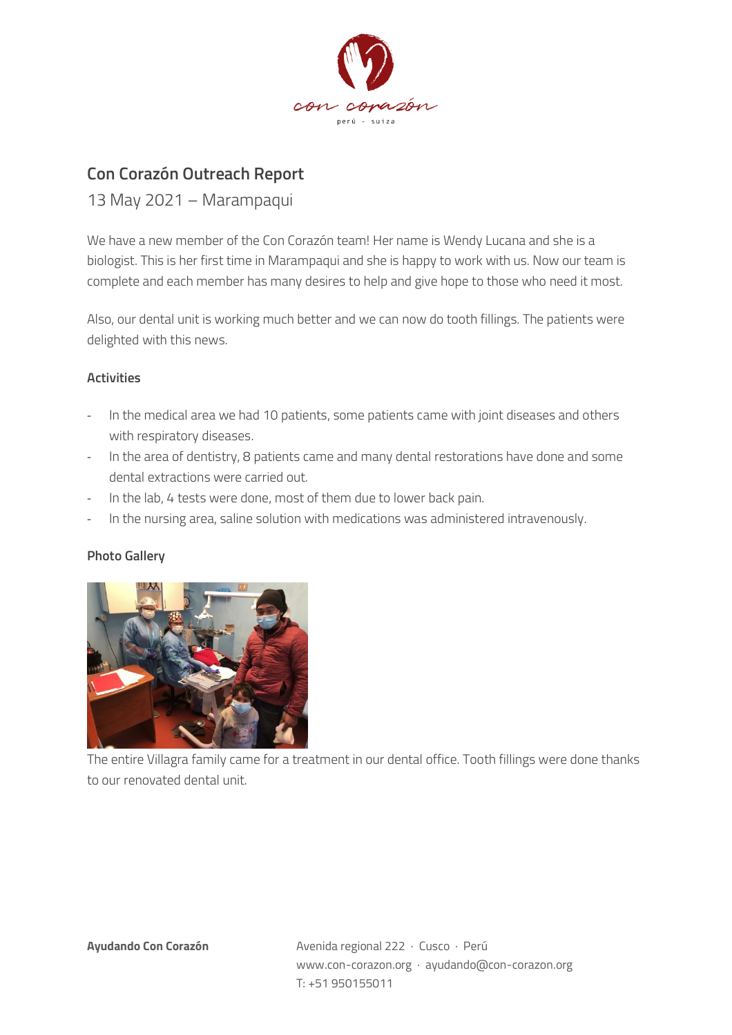# Con Corazón Outreach Report

13 May 2021 – Marampaqui

We have a new member of the Con Corazón team! Her name is Wendy Lucana and she is a biologist. This is her first time in Marampaqui and she is happy to work with us. Now our team is complete and each member has many desires to help and give hope to those who need it most.

Also, our dental unit is working much better and we can now do tooth fillings. The patients were delighted with this news.

### Activities

- In the medical area we had 10 patients, some patients came with joint diseases and others with respiratory diseases.
- In the area of dentistry, 8 patients came and many dental restorations have done and some dental extractions were carried out.
- In the lab, 4 tests were done, most of them due to lower back pain.
- In the nursing area, saline solution with medications was administered intravenously.

### Photo Gallery

The entire Villagra family came for a treatment in our dental office. Tooth fillings were done thanks to our renovated dental unit.

**Ayudando Con Corazón**

Avenida regional 222 · Cusco · Perú
www.con-corazon.org · ayudando@con-corazon.org
T: +51 950155011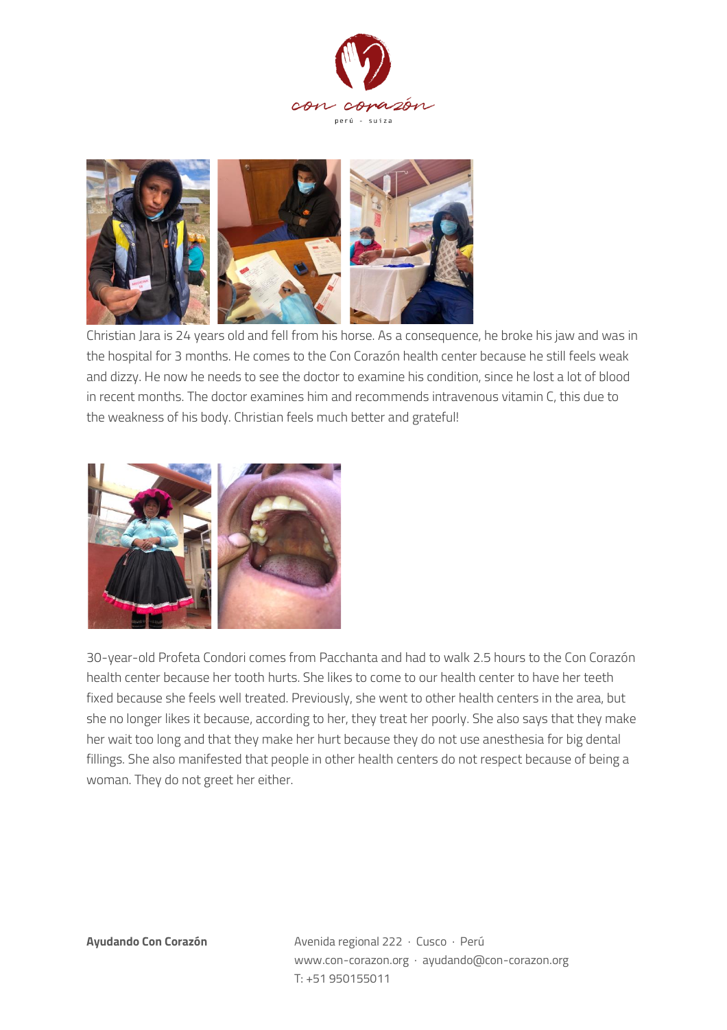Christian Jara is 24 years old and fell from his horse. As a consequence, he broke his jaw and was in the hospital for 3 months. He comes to the Con Corazón health center because he still feels weak and dizzy. He now he needs to see the doctor to examine his condition, since he lost a lot of blood in recent months. The doctor examines him and recommends intravenous vitamin C, this due to the weakness of his body. Christian feels much better and grateful!

30-year-old Profeta Condori comes from Pacchanta and had to walk 2.5 hours to the Con Corazón health center because her tooth hurts. She likes to come to our health center to have her teeth fixed because she feels well treated. Previously, she went to other health centers in the area, but she no longer likes it because, according to her, they treat her poorly. She also says that they make her wait too long and that they make her hurt because they do not use anesthesia for big dental fillings. She also manifested that people in other health centers do not respect because of being a woman. They do not greet her either.

**Ayudando Con Corazón**

Avenida regional 222 · Cusco · Perú
www.con-corazon.org · ayudando@con-corazon.org
T: +51 950155011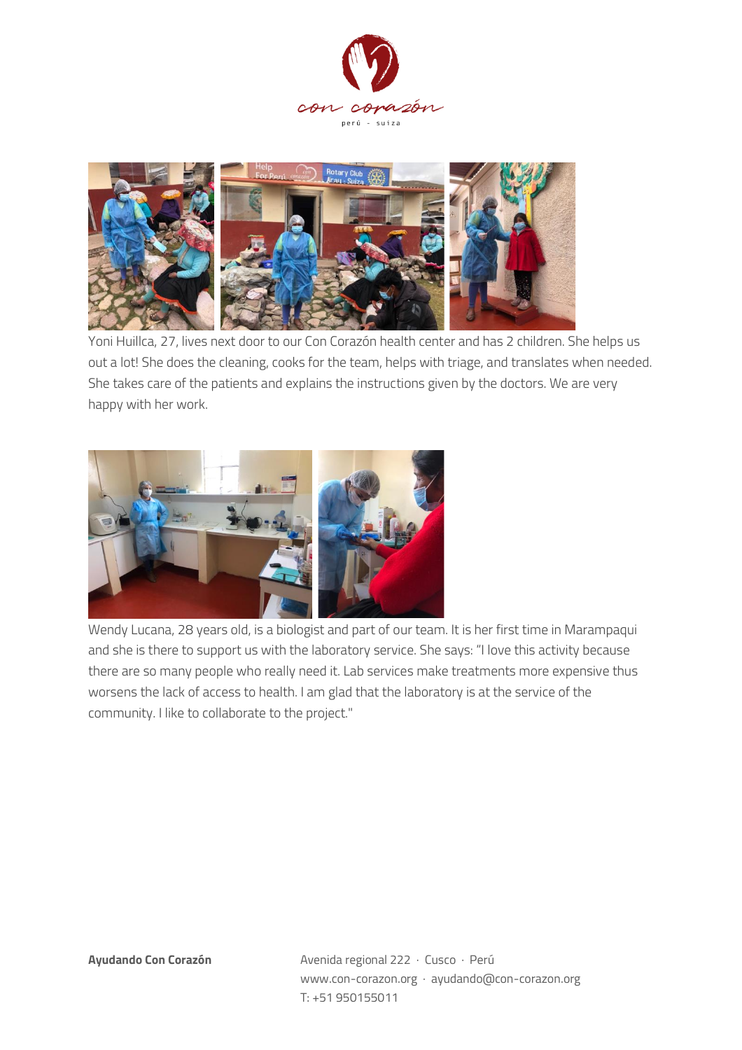Yoni Huillca, 27, lives next door to our Con Corazón health center and has 2 children. She helps us out a lot! She does the cleaning, cooks for the team, helps with triage, and translates when needed. She takes care of the patients and explains the instructions given by the doctors. We are very happy with her work.

Wendy Lucana, 28 years old, is a biologist and part of our team. It is her first time in Marampaqui and she is there to support us with the laboratory service. She says: "I love this activity because there are so many people who really need it. Lab services make treatments more expensive thus worsens the lack of access to health. I am glad that the laboratory is at the service of the community. I like to collaborate to the project."

**Ayudando Con Corazón**

Avenida regional 222 · Cusco · Perú
www.con-corazon.org · ayudando@con-corazon.org
T: +51 950155011